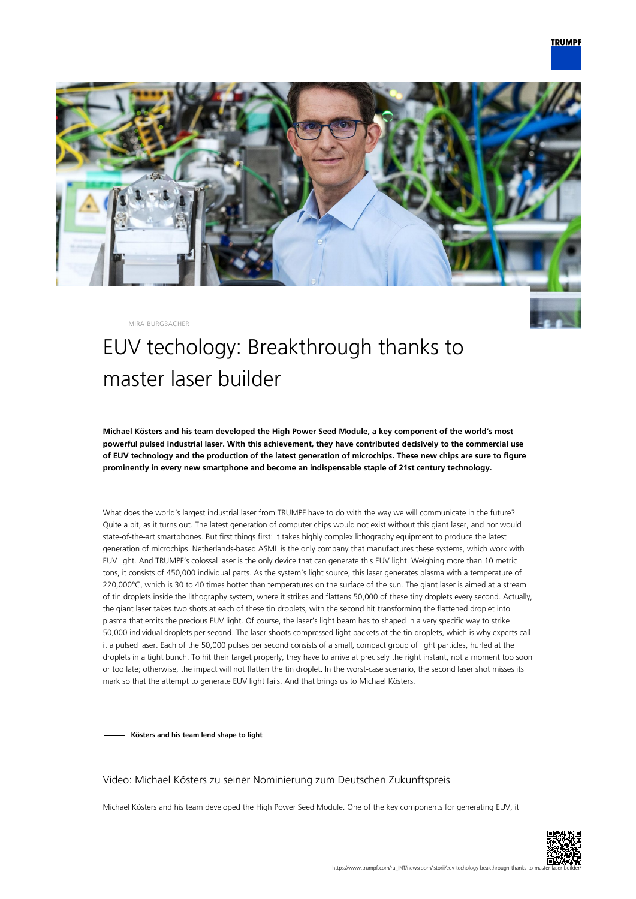MIRA BURGBACHER

# EUV techology: Breakthrough thanks to master laser builder

**Michael Kösters and his team developed the High Power Seed Module, a key component of the world's most powerful pulsed industrial laser. With this achievement, they have contributed decisively to the commercial use of EUV technology and the production of the latest generation of microchips. These new chips are sure to figure prominently in every new smartphone and become an indispensable staple of 21st century technology.**

What does the world's largest industrial laser from TRUMPF have to do with the way we will communicate in the future? Quite a bit, as it turns out. The latest generation of computer chips would not exist without this giant laser, and nor would state-of-the-art smartphones. But first things first: It takes highly complex lithography equipment to produce the latest generation of microchips. Netherlands-based ASML is the only company that manufactures these systems, which work with EUV light. And TRUMPF's colossal laser is the only device that can generate this EUV light. Weighing more than 10 metric tons, it consists of 450,000 individual parts. As the system's light source, this laser generates plasma with a temperature of 220,000°C, which is 30 to 40 times hotter than temperatures on the surface of the sun. The giant laser is aimed at a stream of tin droplets inside the lithography system, where it strikes and flattens 50,000 of these tiny droplets every second. Actually, the giant laser takes two shots at each of these tin droplets, with the second hit transforming the flattened droplet into plasma that emits the precious EUV light. Of course, the laser's light beam has to shaped in a very specific way to strike 50,000 individual droplets per second. The laser shoots compressed light packets at the tin droplets, which is why experts call it a pulsed laser. Each of the 50,000 pulses per second consists of a small, compact group of light particles, hurled at the droplets in a tight bunch. To hit their target properly, they have to arrive at precisely the right instant, not a moment too soon or too late; otherwise, the impact will not flatten the tin droplet. In the worst-case scenario, the second laser shot misses its mark so that the attempt to generate EUV light fails. And that brings us to Michael Kösters.

## Kösters and his team lend shape to light

### Video: Michael Kösters zu seiner Nominierung zum Deutschen Zukunftspreis

Michael Kösters and his team developed the High Power Seed Module. One of the key components for generating EUV, it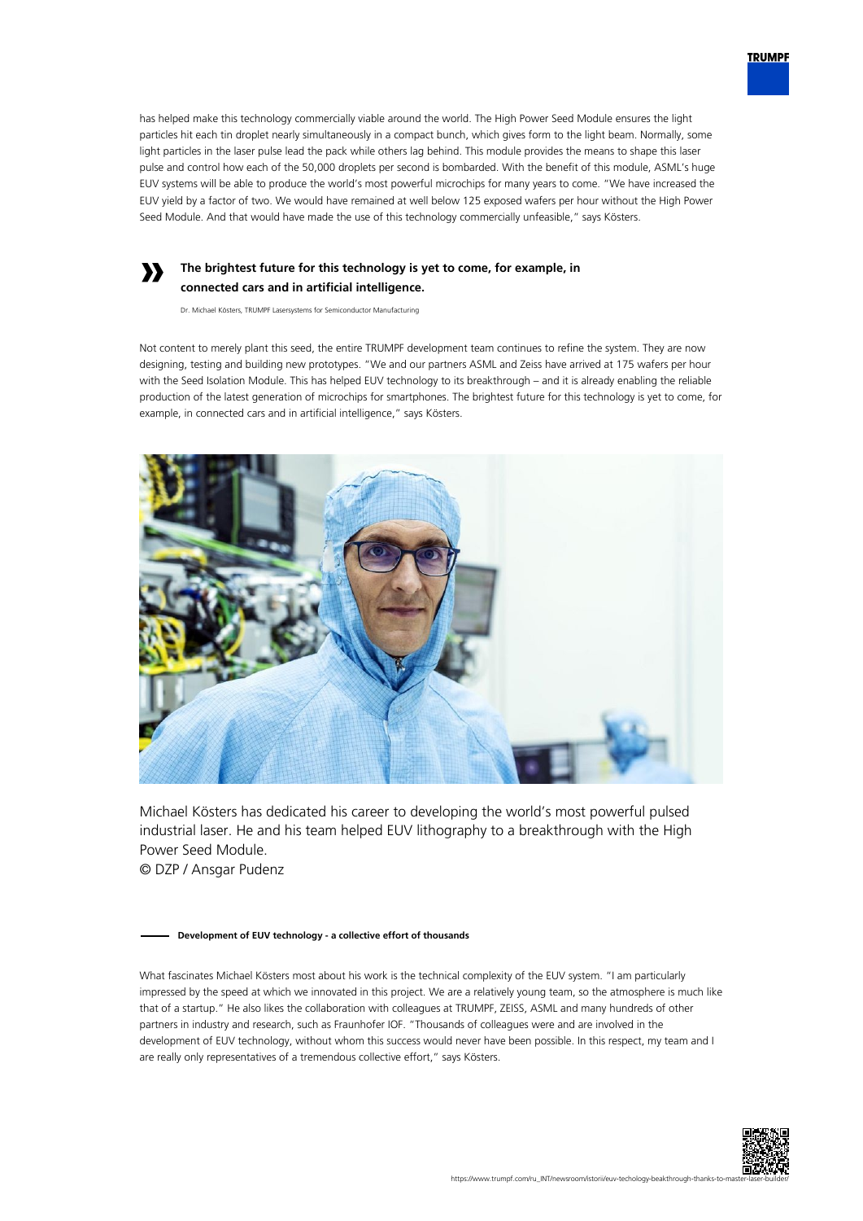has helped make this technology commercially viable around the world. The High Power Seed Module ensures the light particles hit each tin droplet nearly simultaneously in a compact bunch, which gives form to the light beam. Normally, some light particles in the laser pulse lead the pack while others lag behind. This module provides the means to shape this laser pulse and control how each of the 50,000 droplets per second is bombarded. With the benefit of this module, ASML's huge EUV systems will be able to produce the world's most powerful microchips for many years to come. "We have increased the EUV yield by a factor of two. We would have remained at well below 125 exposed wafers per hour without the High Power Seed Module. And that would have made the use of this technology commercially unfeasible," says Kösters.

> **The brightest future for this technology is yet to come, for example, in connected cars and in artificial intelligence.**
>
> Dr. Michael Kösters, TRUMPF Lasersystems for Semiconductor Manufacturing

Not content to merely plant this seed, the entire TRUMPF development team continues to refine the system. They are now designing, testing and building new prototypes. "We and our partners ASML and Zeiss have arrived at 175 wafers per hour with the Seed Isolation Module. This has helped EUV technology to its breakthrough – and it is already enabling the reliable production of the latest generation of microchips for smartphones. The brightest future for this technology is yet to come, for example, in connected cars and in artificial intelligence," says Kösters.

Michael Kösters has dedicated his career to developing the world's most powerful pulsed industrial laser. He and his team helped EUV lithography to a breakthrough with the High Power Seed Module.
© DZP / Ansgar Pudenz

## Development of EUV technology - a collective effort of thousands

What fascinates Michael Kösters most about his work is the technical complexity of the EUV system. "I am particularly impressed by the speed at which we innovated in this project. We are a relatively young team, so the atmosphere is much like that of a startup." He also likes the collaboration with colleagues at TRUMPF, ZEISS, ASML and many hundreds of other partners in industry and research, such as Fraunhofer IOF. "Thousands of colleagues were and are involved in the development of EUV technology, without whom this success would never have been possible. In this respect, my team and I are really only representatives of a tremendous collective effort," says Kösters.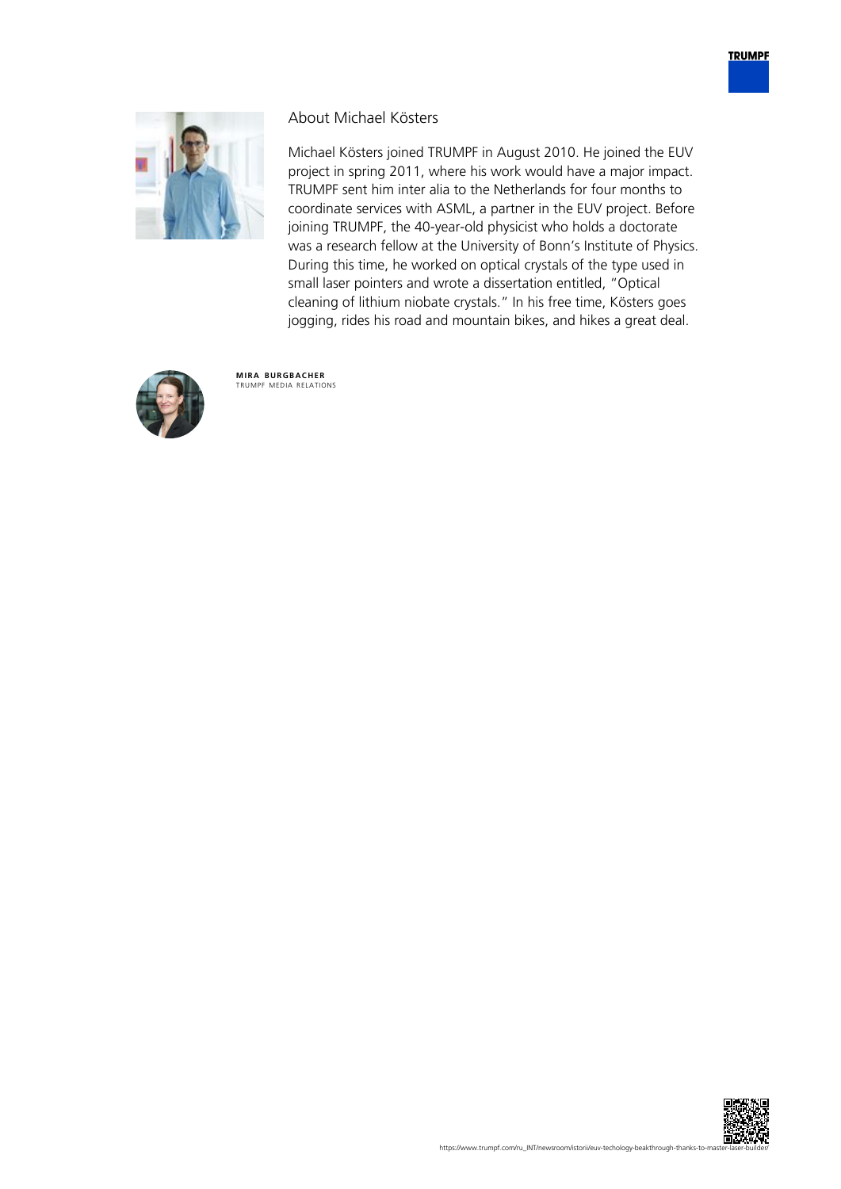## About Michael Kösters

Michael Kösters joined TRUMPF in August 2010. He joined the EUV project in spring 2011, where his work would have a major impact. TRUMPF sent him inter alia to the Netherlands for four months to coordinate services with ASML, a partner in the EUV project. Before joining TRUMPF, the 40-year-old physicist who holds a doctorate was a research fellow at the University of Bonn's Institute of Physics. During this time, he worked on optical crystals of the type used in small laser pointers and wrote a dissertation entitled, "Optical cleaning of lithium niobate crystals." In his free time, Kösters goes jogging, rides his road and mountain bikes, and hikes a great deal.

**MIRA BURGBACHER**
TRUMPF MEDIA RELATIONS